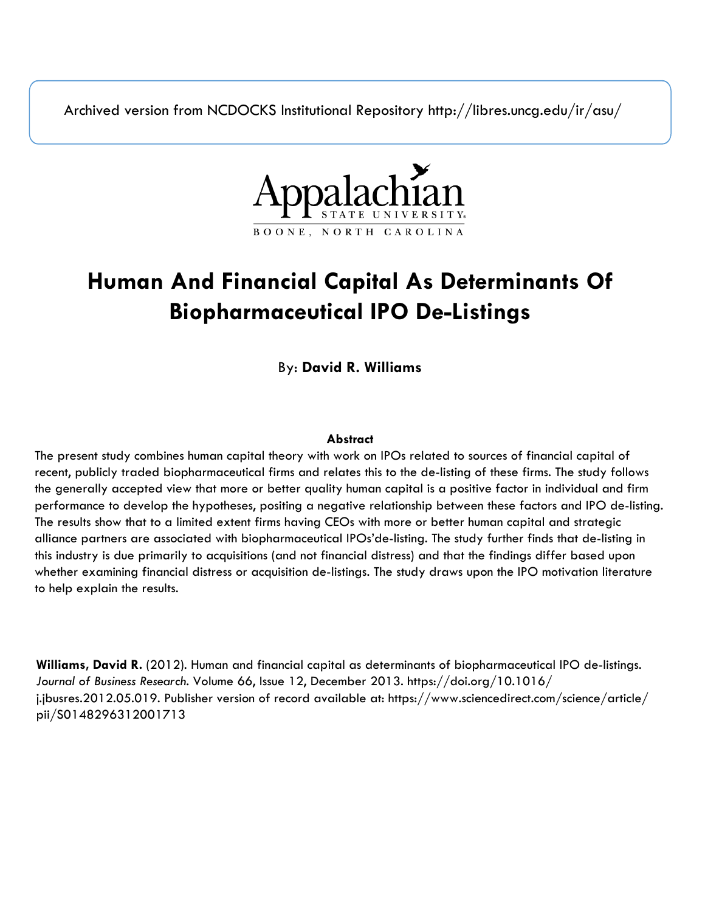Archived version from NCDOCKS Institutional Repository http://libres.uncg.edu/ir/asu/

Appalachian State University
BOONE, NORTH CAROLINA

# Human And Financial Capital As Determinants Of Biopharmaceutical IPO De-Listings

By: **David R. Williams**

### Abstract

The present study combines human capital theory with work on IPOs related to sources of financial capital of recent, publicly traded biopharmaceutical firms and relates this to the de-listing of these firms. The study follows the generally accepted view that more or better quality human capital is a positive factor in individual and firm performance to develop the hypotheses, positing a negative relationship between these factors and IPO de-listing. The results show that to a limited extent firms having CEOs with more or better human capital and strategic alliance partners are associated with biopharmaceutical IPOs'de-listing. The study further finds that de-listing in this industry is due primarily to acquisitions (and not financial distress) and that the findings differ based upon whether examining financial distress or acquisition de-listings. The study draws upon the IPO motivation literature to help explain the results.

**Williams, David R.** (2012). Human and financial capital as determinants of biopharmaceutical IPO de-listings. *Journal of Business Research.* Volume 66, Issue 12, December 2013. https://doi.org/10.1016/j.jbusres.2012.05.019. Publisher version of record available at: https://www.sciencedirect.com/science/article/pii/S0148296312001713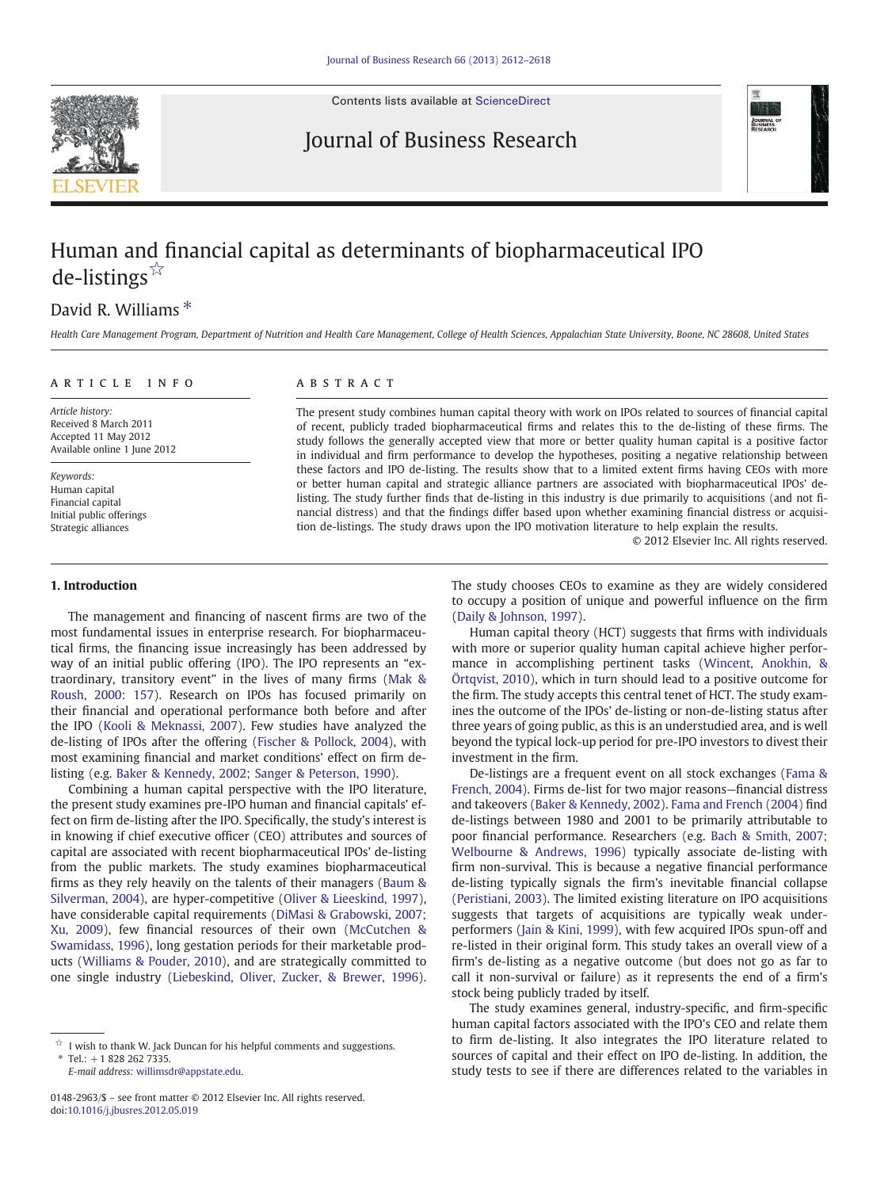# Human and financial capital as determinants of biopharmaceutical IPO de-listings ☆

David R. Williams *

*Health Care Management Program, Department of Nutrition and Health Care Management, College of Health Sciences, Appalachian State University, Boone, NC 28608, United States*

## ARTICLE INFO

*Article history:*
Received 8 March 2011
Accepted 11 May 2012
Available online 1 June 2012

*Keywords:*
Human capital
Financial capital
Initial public offerings
Strategic alliances

## ABSTRACT

The present study combines human capital theory with work on IPOs related to sources of financial capital of recent, publicly traded biopharmaceutical firms and relates this to the de-listing of these firms. The study follows the generally accepted view that more or better quality human capital is a positive factor in individual and firm performance to develop the hypotheses, positing a negative relationship between these factors and IPO de-listing. The results show that to a limited extent firms having CEOs with more or better human capital and strategic alliance partners are associated with biopharmaceutical IPOs' de-listing. The study further finds that de-listing in this industry is due primarily to acquisitions (and not financial distress) and that the findings differ based upon whether examining financial distress or acquisition de-listings. The study draws upon the IPO motivation literature to help explain the results.

© 2012 Elsevier Inc. All rights reserved.

## 1. Introduction

The management and financing of nascent firms are two of the most fundamental issues in enterprise research. For biopharmaceutical firms, the financing issue increasingly has been addressed by way of an initial public offering (IPO). The IPO represents an "extraordinary, transitory event" in the lives of many firms (Mak & Roush, 2000: 157). Research on IPOs has focused primarily on their financial and operational performance both before and after the IPO (Kooli & Meknassi, 2007). Few studies have analyzed the de-listing of IPOs after the offering (Fischer & Pollock, 2004), with most examining financial and market conditions' effect on firm de-listing (e.g. Baker & Kennedy, 2002; Sanger & Peterson, 1990).

Combining a human capital perspective with the IPO literature, the present study examines pre-IPO human and financial capitals' effect on firm de-listing after the IPO. Specifically, the study's interest is in knowing if chief executive officer (CEO) attributes and sources of capital are associated with recent biopharmaceutical IPOs' de-listing from the public markets. The study examines biopharmaceutical firms as they rely heavily on the talents of their managers (Baum & Silverman, 2004), are hyper-competitive (Oliver & Lieeskind, 1997), have considerable capital requirements (DiMasi & Grabowski, 2007; Xu, 2009), few financial resources of their own (McCutchen & Swamidass, 1996), long gestation periods for their marketable products (Williams & Pouder, 2010), and are strategically committed to one single industry (Liebeskind, Oliver, Zucker, & Brewer, 1996).

The study chooses CEOs to examine as they are widely considered to occupy a position of unique and powerful influence on the firm (Daily & Johnson, 1997).

Human capital theory (HCT) suggests that firms with individuals with more or superior quality human capital achieve higher performance in accomplishing pertinent tasks (Wincent, Anokhin, & Örtqvist, 2010), which in turn should lead to a positive outcome for the firm. The study accepts this central tenet of HCT. The study examines the outcome of the IPOs' de-listing or non-de-listing status after three years of going public, as this is an understudied area, and is well beyond the typical lock-up period for pre-IPO investors to divest their investment in the firm.

De-listings are a frequent event on all stock exchanges (Fama & French, 2004). Firms de-list for two major reasons—financial distress and takeovers (Baker & Kennedy, 2002). Fama and French (2004) find de-listings between 1980 and 2001 to be primarily attributable to poor financial performance. Researchers (e.g. Bach & Smith, 2007; Welbourne & Andrews, 1996) typically associate de-listing with firm non-survival. This is because a negative financial performance de-listing typically signals the firm's inevitable financial collapse (Peristiani, 2003). The limited existing literature on IPO acquisitions suggests that targets of acquisitions are typically weak under-performers (Jain & Kini, 1999), with few acquired IPOs spun-off and re-listed in their original form. This study takes an overall view of a firm's de-listing as a negative outcome (but does not go as far to call it non-survival or failure) as it represents the end of a firm's stock being publicly traded by itself.

The study examines general, industry-specific, and firm-specific human capital factors associated with the IPO's CEO and relate them to firm de-listing. It also integrates the IPO literature related to sources of capital and their effect on IPO de-listing. In addition, the study tests to see if there are differences related to the variables in

☆ I wish to thank W. Jack Duncan for his helpful comments and suggestions.
* Tel.: +1 828 262 7335.
E-mail address: willimsdr@appstate.edu.

0148-2963/$ – see front matter © 2012 Elsevier Inc. All rights reserved.
doi:10.1016/j.jbusres.2012.05.019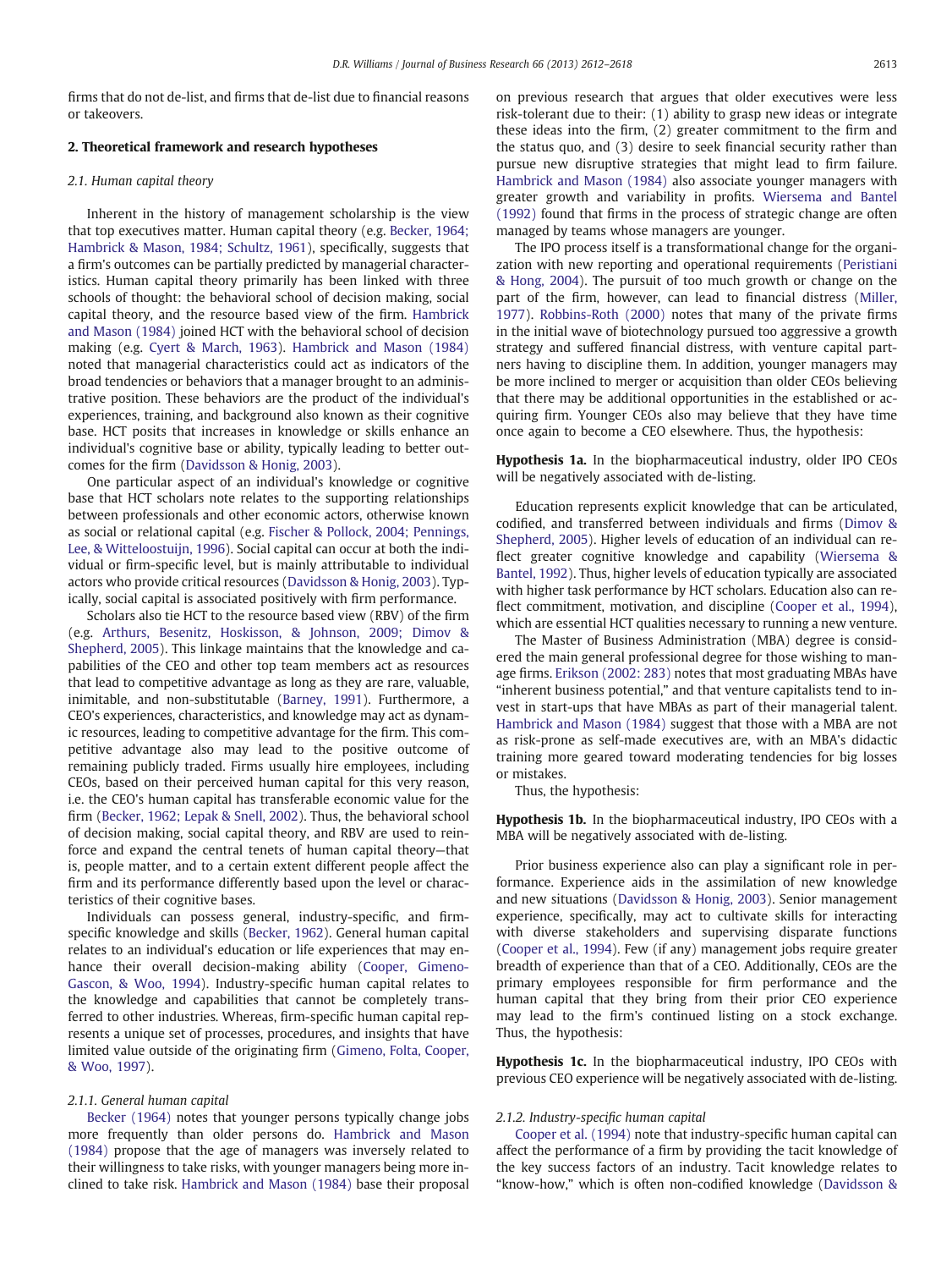firms that do not de-list, and firms that de-list due to financial reasons or takeovers.

## 2. Theoretical framework and research hypotheses

### 2.1. Human capital theory

Inherent in the history of management scholarship is the view that top executives matter. Human capital theory (e.g. Becker, 1964; Hambrick & Mason, 1984; Schultz, 1961), specifically, suggests that a firm's outcomes can be partially predicted by managerial characteristics. Human capital theory primarily has been linked with three schools of thought: the behavioral school of decision making, social capital theory, and the resource based view of the firm. Hambrick and Mason (1984) joined HCT with the behavioral school of decision making (e.g. Cyert & March, 1963). Hambrick and Mason (1984) noted that managerial characteristics could act as indicators of the broad tendencies or behaviors that a manager brought to an administrative position. These behaviors are the product of the individual's experiences, training, and background also known as their cognitive base. HCT posits that increases in knowledge or skills enhance an individual's cognitive base or ability, typically leading to better outcomes for the firm (Davidsson & Honig, 2003).

One particular aspect of an individual's knowledge or cognitive base that HCT scholars note relates to the supporting relationships between professionals and other economic actors, otherwise known as social or relational capital (e.g. Fischer & Pollock, 2004; Pennings, Lee, & Witteloostuijn, 1996). Social capital can occur at both the individual or firm-specific level, but is mainly attributable to individual actors who provide critical resources (Davidsson & Honig, 2003). Typically, social capital is associated positively with firm performance.

Scholars also tie HCT to the resource based view (RBV) of the firm (e.g. Arthurs, Besenitz, Hoskisson, & Johnson, 2009; Dimov & Shepherd, 2005). This linkage maintains that the knowledge and capabilities of the CEO and other top team members act as resources that lead to competitive advantage as long as they are rare, valuable, inimitable, and non-substitutable (Barney, 1991). Furthermore, a CEO's experiences, characteristics, and knowledge may act as dynamic resources, leading to competitive advantage for the firm. This competitive advantage also may lead to the positive outcome of remaining publicly traded. Firms usually hire employees, including CEOs, based on their perceived human capital for this very reason, i.e. the CEO's human capital has transferable economic value for the firm (Becker, 1962; Lepak & Snell, 2002). Thus, the behavioral school of decision making, social capital theory, and RBV are used to reinforce and expand the central tenets of human capital theory—that is, people matter, and to a certain extent different people affect the firm and its performance differently based upon the level or characteristics of their cognitive bases.

Individuals can possess general, industry-specific, and firm-specific knowledge and skills (Becker, 1962). General human capital relates to an individual's education or life experiences that may enhance their overall decision-making ability (Cooper, Gimeno-Gascon, & Woo, 1994). Industry-specific human capital relates to the knowledge and capabilities that cannot be completely transferred to other industries. Whereas, firm-specific human capital represents a unique set of processes, procedures, and insights that have limited value outside of the originating firm (Gimeno, Folta, Cooper, & Woo, 1997).

#### 2.1.1. General human capital

Becker (1964) notes that younger persons typically change jobs more frequently than older persons do. Hambrick and Mason (1984) propose that the age of managers was inversely related to their willingness to take risks, with younger managers being more inclined to take risk. Hambrick and Mason (1984) base their proposal on previous research that argues that older executives were less risk-tolerant due to their: (1) ability to grasp new ideas or integrate these ideas into the firm, (2) greater commitment to the firm and the status quo, and (3) desire to seek financial security rather than pursue new disruptive strategies that might lead to firm failure. Hambrick and Mason (1984) also associate younger managers with greater growth and variability in profits. Wiersema and Bantel (1992) found that firms in the process of strategic change are often managed by teams whose managers are younger.

The IPO process itself is a transformational change for the organization with new reporting and operational requirements (Peristiani & Hong, 2004). The pursuit of too much growth or change on the part of the firm, however, can lead to financial distress (Miller, 1977). Robbins-Roth (2000) notes that many of the private firms in the initial wave of biotechnology pursued too aggressive a growth strategy and suffered financial distress, with venture capital partners having to discipline them. In addition, younger managers may be more inclined to merger or acquisition than older CEOs believing that there may be additional opportunities in the established or acquiring firm. Younger CEOs also may believe that they have time once again to become a CEO elsewhere. Thus, the hypothesis:

**Hypothesis 1a.** In the biopharmaceutical industry, older IPO CEOs will be negatively associated with de-listing.

Education represents explicit knowledge that can be articulated, codified, and transferred between individuals and firms (Dimov & Shepherd, 2005). Higher levels of education of an individual can reflect greater cognitive knowledge and capability (Wiersema & Bantel, 1992). Thus, higher levels of education typically are associated with higher task performance by HCT scholars. Education also can reflect commitment, motivation, and discipline (Cooper et al., 1994), which are essential HCT qualities necessary to running a new venture.

The Master of Business Administration (MBA) degree is considered the main general professional degree for those wishing to manage firms. Erikson (2002: 283) notes that most graduating MBAs have "inherent business potential," and that venture capitalists tend to invest in start-ups that have MBAs as part of their managerial talent. Hambrick and Mason (1984) suggest that those with a MBA are not as risk-prone as self-made executives are, with an MBA's didactic training more geared toward moderating tendencies for big losses or mistakes.

Thus, the hypothesis:

**Hypothesis 1b.** In the biopharmaceutical industry, IPO CEOs with a MBA will be negatively associated with de-listing.

Prior business experience also can play a significant role in performance. Experience aids in the assimilation of new knowledge and new situations (Davidsson & Honig, 2003). Senior management experience, specifically, may act to cultivate skills for interacting with diverse stakeholders and supervising disparate functions (Cooper et al., 1994). Few (if any) management jobs require greater breadth of experience than that of a CEO. Additionally, CEOs are the primary employees responsible for firm performance and the human capital that they bring from their prior CEO experience may lead to the firm's continued listing on a stock exchange. Thus, the hypothesis:

**Hypothesis 1c.** In the biopharmaceutical industry, IPO CEOs with previous CEO experience will be negatively associated with de-listing.

#### 2.1.2. Industry-specific human capital

Cooper et al. (1994) note that industry-specific human capital can affect the performance of a firm by providing the tacit knowledge of the key success factors of an industry. Tacit knowledge relates to "know-how," which is often non-codified knowledge (Davidsson &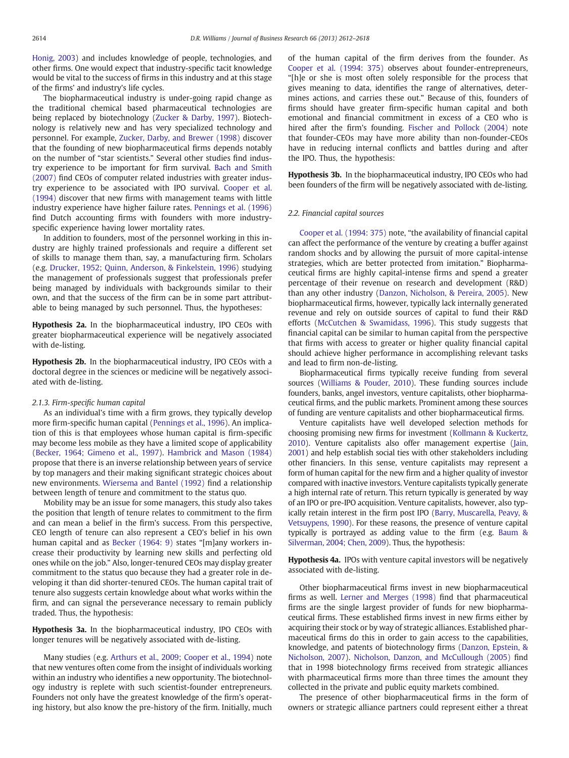Honig, 2003) and includes knowledge of people, technologies, and other firms. One would expect that industry-specific tacit knowledge would be vital to the success of firms in this industry and at this stage of the firms' and industry's life cycles.

The biopharmaceutical industry is under-going rapid change as the traditional chemical based pharmaceutical technologies are being replaced by biotechnology (Zucker & Darby, 1997). Biotechnology is relatively new and has very specialized technology and personnel. For example, Zucker, Darby, and Brewer (1998) discover that the founding of new biopharmaceutical firms depends notably on the number of "star scientists." Several other studies find industry experience to be important for firm survival. Bach and Smith (2007) find CEOs of computer related industries with greater industry experience to be associated with IPO survival. Cooper et al. (1994) discover that new firms with management teams with little industry experience have higher failure rates. Pennings et al. (1996) find Dutch accounting firms with founders with more industry-specific experience having lower mortality rates.

In addition to founders, most of the personnel working in this industry are highly trained professionals and require a different set of skills to manage them than, say, a manufacturing firm. Scholars (e.g. Drucker, 1952; Quinn, Anderson, & Finkelstein, 1996) studying the management of professionals suggest that professionals prefer being managed by individuals with backgrounds similar to their own, and that the success of the firm can be in some part attributable to being managed by such personnel. Thus, the hypotheses:

**Hypothesis 2a.** In the biopharmaceutical industry, IPO CEOs with greater biopharmaceutical experience will be negatively associated with de-listing.

**Hypothesis 2b.** In the biopharmaceutical industry, IPO CEOs with a doctoral degree in the sciences or medicine will be negatively associated with de-listing.

#### 2.1.3. Firm-specific human capital

As an individual's time with a firm grows, they typically develop more firm-specific human capital (Pennings et al., 1996). An implication of this is that employees whose human capital is firm-specific may become less mobile as they have a limited scope of applicability (Becker, 1964; Gimeno et al., 1997). Hambrick and Mason (1984) propose that there is an inverse relationship between years of service by top managers and their making significant strategic choices about new environments. Wiersema and Bantel (1992) find a relationship between length of tenure and commitment to the status quo.

Mobility may be an issue for some managers, this study also takes the position that length of tenure relates to commitment to the firm and can mean a belief in the firm's success. From this perspective, CEO length of tenure can also represent a CEO's belief in his own human capital and as Becker (1964: 9) states "[m]any workers increase their productivity by learning new skills and perfecting old ones while on the job." Also, longer-tenured CEOs may display greater commitment to the status quo because they had a greater role in developing it than did shorter-tenured CEOs. The human capital trait of tenure also suggests certain knowledge about what works within the firm, and can signal the perseverance necessary to remain publicly traded. Thus, the hypothesis:

**Hypothesis 3a.** In the biopharmaceutical industry, IPO CEOs with longer tenures will be negatively associated with de-listing.

Many studies (e.g. Arthurs et al., 2009; Cooper et al., 1994) note that new ventures often come from the insight of individuals working within an industry who identifies a new opportunity. The biotechnology industry is replete with such scientist-founder entrepreneurs. Founders not only have the greatest knowledge of the firm's operating history, but also know the pre-history of the firm. Initially, much of the human capital of the firm derives from the founder. As Cooper et al. (1994: 375) observes about founder-entrepreneurs, "[h]e or she is most often solely responsible for the process that gives meaning to data, identifies the range of alternatives, determines actions, and carries these out." Because of this, founders of firms should have greater firm-specific human capital and both emotional and financial commitment in excess of a CEO who is hired after the firm's founding. Fischer and Pollock (2004) note that founder-CEOs may have more ability than non-founder-CEOs have in reducing internal conflicts and battles during and after the IPO. Thus, the hypothesis:

**Hypothesis 3b.** In the biopharmaceutical industry, IPO CEOs who had been founders of the firm will be negatively associated with de-listing.

### 2.2. Financial capital sources

Cooper et al. (1994: 375) note, "the availability of financial capital can affect the performance of the venture by creating a buffer against random shocks and by allowing the pursuit of more capital-intense strategies, which are better protected from imitation." Biopharmaceutical firms are highly capital-intense firms and spend a greater percentage of their revenue on research and development (R&D) than any other industry (Danzon, Nicholson, & Pereira, 2005). New biopharmaceutical firms, however, typically lack internally generated revenue and rely on outside sources of capital to fund their R&D efforts (McCutchen & Swamidass, 1996). This study suggests that financial capital can be similar to human capital from the perspective that firms with access to greater or higher quality financial capital should achieve higher performance in accomplishing relevant tasks and lead to firm non-de-listing.

Biopharmaceutical firms typically receive funding from several sources (Williams & Pouder, 2010). These funding sources include founders, banks, angel investors, venture capitalists, other biopharmaceutical firms, and the public markets. Prominent among these sources of funding are venture capitalists and other biopharmaceutical firms.

Venture capitalists have well developed selection methods for choosing promising new firms for investment (Kollmann & Kuckertz, 2010). Venture capitalists also offer management expertise (Jain, 2001) and help establish social ties with other stakeholders including other financiers. In this sense, venture capitalists may represent a form of human capital for the new firm and a higher quality of investor compared with inactive investors. Venture capitalists typically generate a high internal rate of return. This return typically is generated by way of an IPO or pre-IPO acquisition. Venture capitalists, however, also typically retain interest in the firm post IPO (Barry, Muscarella, Peavy, & Vetsuypens, 1990). For these reasons, the presence of venture capital typically is portrayed as adding value to the firm (e.g. Baum & Silverman, 2004; Chen, 2009). Thus, the hypothesis:

**Hypothesis 4a.** IPOs with venture capital investors will be negatively associated with de-listing.

Other biopharmaceutical firms invest in new biopharmaceutical firms as well. Lerner and Merges (1998) find that pharmaceutical firms are the single largest provider of funds for new biopharmaceutical firms. These established firms invest in new firms either by acquiring their stock or by way of strategic alliances. Established pharmaceutical firms do this in order to gain access to the capabilities, knowledge, and patents of biotechnology firms (Danzon, Epstein, & Nicholson, 2007). Nicholson, Danzon, and McCullough (2005) find that in 1998 biotechnology firms received from strategic alliances with pharmaceutical firms more than three times the amount they collected in the private and public equity markets combined.

The presence of other biopharmaceutical firms in the form of owners or strategic alliance partners could represent either a threat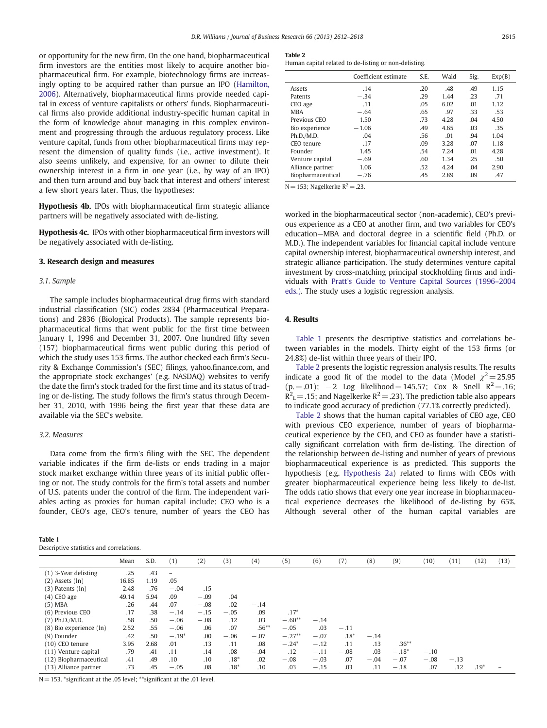or opportunity for the new firm. On the one hand, biopharmaceutical firm investors are the entities most likely to acquire another biopharmaceutical firm. For example, biotechnology firms are increasingly opting to be acquired rather than pursue an IPO (Hamilton, 2006). Alternatively, biopharmaceutical firms provide needed capital in excess of venture capitalists or others' funds. Biopharmaceutical firms also provide additional industry-specific human capital in the form of knowledge about managing in this complex environment and progressing through the arduous regulatory process. Like venture capital, funds from other biopharmaceutical firms may represent the dimension of quality funds (i.e., active investment). It also seems unlikely, and expensive, for an owner to dilute their ownership interest in a firm in one year (i.e., by way of an IPO) and then turn around and buy back that interest and others' interest a few short years later. Thus, the hypotheses:

**Hypothesis 4b.** IPOs with biopharmaceutical firm strategic alliance partners will be negatively associated with de-listing.

**Hypothesis 4c.** IPOs with other biopharmaceutical firm investors will be negatively associated with de-listing.

## 3. Research design and measures

### 3.1. Sample

The sample includes biopharmaceutical drug firms with standard industrial classification (SIC) codes 2834 (Pharmaceutical Preparations) and 2836 (Biological Products). The sample represents biopharmaceutical firms that went public for the first time between January 1, 1996 and December 31, 2007. One hundred fifty seven (157) biopharmaceutical firms went public during this period of which the study uses 153 firms. The author checked each firm's Security & Exchange Commission's (SEC) filings, yahoo.finance.com, and the appropriate stock exchanges' (e.g. NASDAQ) websites to verify the date the firm's stock traded for the first time and its status of trading or de-listing. The study follows the firm's status through December 31, 2010, with 1996 being the first year that these data are available via the SEC's website.

### 3.2. Measures

Data come from the firm's filing with the SEC. The dependent variable indicates if the firm de-lists or ends trading in a major stock market exchange within three years of its initial public offering or not. The study controls for the firm's total assets and number of U.S. patents under the control of the firm. The independent variables acting as proxies for human capital include: CEO who is a founder, CEO's age, CEO's tenure, number of years the CEO has worked in the biopharmaceutical sector (non-academic), CEO's previous experience as a CEO at another firm, and two variables for CEO's education—MBA and doctoral degree in a scientific field (Ph.D. or M.D.). The independent variables for financial capital include venture capital ownership interest, biopharmaceutical ownership interest, and strategic alliance participation. The study determines venture capital investment by cross-matching principal stockholding firms and individuals with Pratt's Guide to Venture Capital Sources (1996–2004 eds.). The study uses a logistic regression analysis.

**Table 2**
Human capital related to de-listing or non-delisting.

| | Coefficient estimate | S.E. | Wald | Sig. | Exp(B) |
|---|---|---|---|---|---|
| Assets | .14 | .20 | .48 | .49 | 1.15 |
| Patents | −.34 | .29 | 1.44 | .23 | .71 |
| CEO age | .11 | .05 | 6.02 | .01 | 1.12 |
| MBA | −.64 | .65 | .97 | .33 | .53 |
| Previous CEO | 1.50 | .73 | 4.28 | .04 | 4.50 |
| Bio experience | −1.06 | .49 | 4.65 | .03 | .35 |
| Ph.D./M.D. | .04 | .56 | .01 | .94 | 1.04 |
| CEO tenure | .17 | .09 | 3.28 | .07 | 1.18 |
| Founder | 1.45 | .54 | 7.24 | .01 | 4.28 |
| Venture capital | −.69 | .60 | 1.34 | .25 | .50 |
| Alliance partner | 1.06 | .52 | 4.24 | .04 | 2.90 |
| Biopharmaceutical | −.76 | .45 | 2.89 | .09 | .47 |

$N = 153$; Nagelkerke $R^2 = .23$.

## 4. Results

Table 1 presents the descriptive statistics and correlations between variables in the models. Thirty eight of the 153 firms (or 24.8%) de-list within three years of their IPO.

Table 2 presents the logistic regression analysis results. The results indicate a good fit of the model to the data (Model $\chi^2 = 25.95$ (p. = .01); −2 Log likelihood = 145.57; Cox & Snell $R^2 = .16$; $R^2_L = .15$; and Nagelkerke $R^2 = .23$). The prediction table also appears to indicate good accuracy of prediction (77.1% correctly predicted).

Table 2 shows that the human capital variables of CEO age, CEO with previous CEO experience, number of years of biopharmaceutical experience by the CEO, and CEO as founder have a statistically significant correlation with firm de-listing. The direction of the relationship between de-listing and number of years of previous biopharmaceutical experience is as predicted. This supports the hypothesis (e.g. Hypothesis 2a) related to firms with CEOs with greater biopharmaceutical experience being less likely to de-list. The odds ratio shows that every one year increase in biopharmaceutical experience decreases the likelihood of de-listing by 65%. Although several other of the human capital variables are

**Table 1**
Descriptive statistics and correlations.

| | Mean | S.D. | (1) | (2) | (3) | (4) | (5) | (6) | (7) | (8) | (9) | (10) | (11) | (12) | (13) |
|---|---|---|---|---|---|---|---|---|---|---|---|---|---|---|---|
| (1) 3-Year delisting | .25 | .43 | – | | | | | | | | | | | | |
| (2) Assets (ln) | 16.85 | 1.19 | .05 | | | | | | | | | | | | |
| (3) Patents (ln) | 2.48 | .76 | −.04 | .15 | | | | | | | | | | | |
| (4) CEO age | 49.14 | 5.94 | .09 | −.09 | .04 | | | | | | | | | | |
| (5) MBA | .26 | .44 | .07 | −.08 | .02 | −.14 | | | | | | | | | |
| (6) Previous CEO | .17 | .38 | −.14 | −.15 | −.05 | .09 | .17* | | | | | | | | |
| (7) Ph.D./M.D. | .58 | .50 | −.06 | −.08 | .12 | .03 | −.60** | −.14 | | | | | | | |
| (8) Bio experience (ln) | 2.52 | .55 | −.06 | .06 | .07 | .56** | −.05 | .03 | −.11 | | | | | | |
| (9) Founder | .42 | .50 | −.19* | .00 | −.06 | −.07 | −.27** | −.07 | .18* | −.14 | | | | | |
| (10) CEO tenure | 3.95 | 2.68 | .01 | .13 | .11 | .08 | −.24* | −.12 | .11 | .13 | .36** | | | | |
| (11) Venture capital | .79 | .41 | .11 | .14 | .08 | −.04 | .12 | −.11 | −.08 | .03 | −.18* | −.10 | | | |
| (12) Biopharmaceutical | .41 | .49 | .10 | .10 | .18* | .02 | −.08 | −.03 | .07 | −.04 | −.07 | −.08 | −.13 | | |
| (13) Alliance partner | .73 | .45 | −.05 | .08 | .18* | .10 | .03 | −.15 | .03 | .11 | −.18 | .07 | .12 | .19* | – |

$N = 153$. *significant at the .05 level; **significant at the .01 level.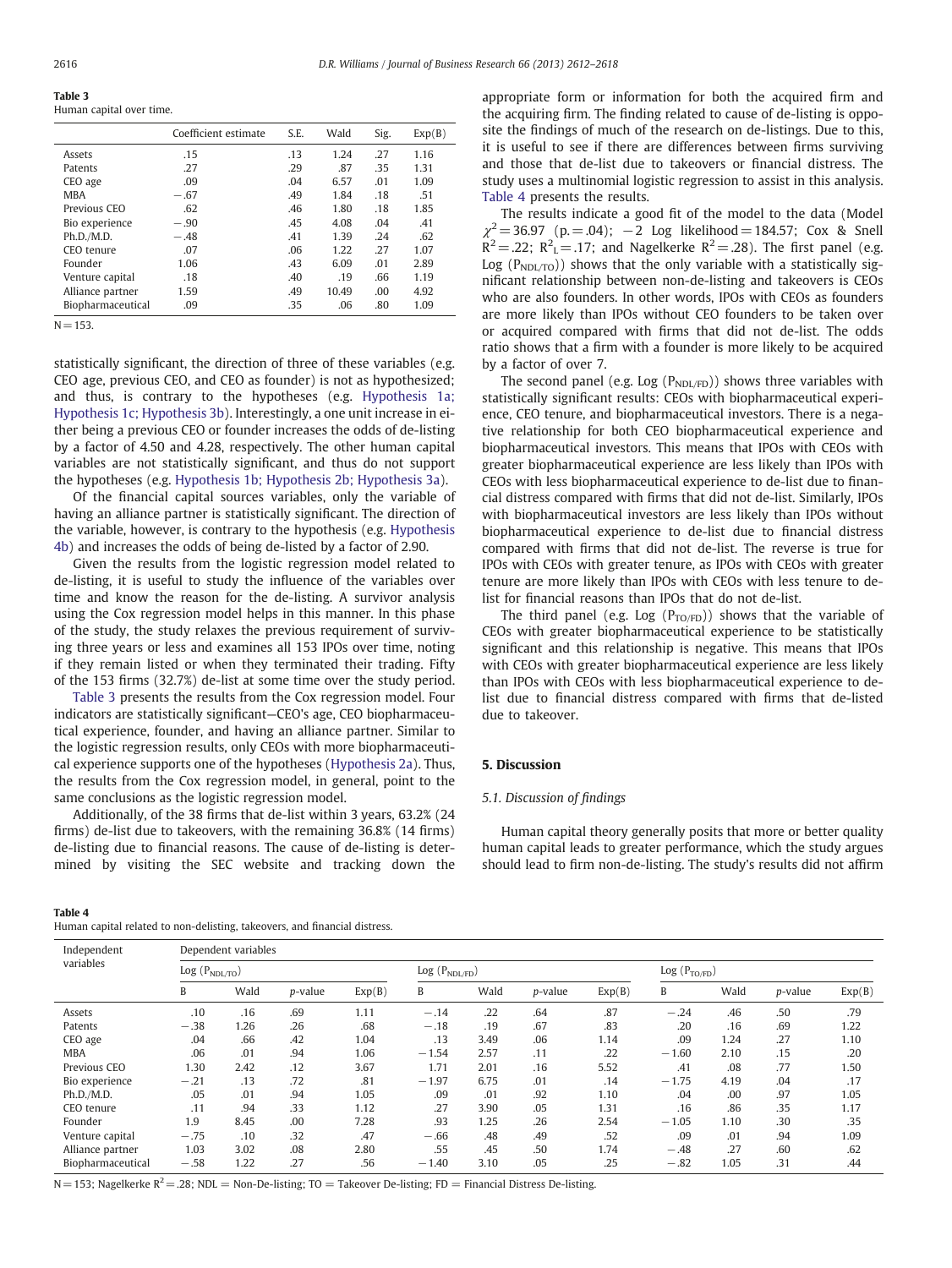**Table 3**
Human capital over time.

| | Coefficient estimate | S.E. | Wald | Sig. | Exp(B) |
|---|---|---|---|---|---|
| Assets | .15 | .13 | 1.24 | .27 | 1.16 |
| Patents | .27 | .29 | .87 | .35 | 1.31 |
| CEO age | .09 | .04 | 6.57 | .01 | 1.09 |
| MBA | −.67 | .49 | 1.84 | .18 | .51 |
| Previous CEO | .62 | .46 | 1.80 | .18 | 1.85 |
| Bio experience | −.90 | .45 | 4.08 | .04 | .41 |
| Ph.D./M.D. | −.48 | .41 | 1.39 | .24 | .62 |
| CEO tenure | .07 | .06 | 1.22 | .27 | 1.07 |
| Founder | 1.06 | .43 | 6.09 | .01 | 2.89 |
| Venture capital | .18 | .40 | .19 | .66 | 1.19 |
| Alliance partner | 1.59 | .49 | 10.49 | .00 | 4.92 |
| Biopharmaceutical | .09 | .35 | .06 | .80 | 1.09 |

N = 153.

statistically significant, the direction of three of these variables (e.g. CEO age, previous CEO, and CEO as founder) is not as hypothesized; and thus, is contrary to the hypotheses (e.g. Hypothesis 1a; Hypothesis 1c; Hypothesis 3b). Interestingly, a one unit increase in either being a previous CEO or founder increases the odds of de-listing by a factor of 4.50 and 4.28, respectively. The other human capital variables are not statistically significant, and thus do not support the hypotheses (e.g. Hypothesis 1b; Hypothesis 2b; Hypothesis 3a).

Of the financial capital sources variables, only the variable of having an alliance partner is statistically significant. The direction of the variable, however, is contrary to the hypothesis (e.g. Hypothesis 4b) and increases the odds of being de-listed by a factor of 2.90.

Given the results from the logistic regression model related to de-listing, it is useful to study the influence of the variables over time and know the reason for the de-listing. A survivor analysis using the Cox regression model helps in this manner. In this phase of the study, the study relaxes the previous requirement of surviving three years or less and examines all 153 IPOs over time, noting if they remain listed or when they terminated their trading. Fifty of the 153 firms (32.7%) de-list at some time over the study period.

Table 3 presents the results from the Cox regression model. Four indicators are statistically significant—CEO's age, CEO biopharmaceutical experience, founder, and having an alliance partner. Similar to the logistic regression results, only CEOs with more biopharmaceutical experience supports one of the hypotheses (Hypothesis 2a). Thus, the results from the Cox regression model, in general, point to the same conclusions as the logistic regression model.

Additionally, of the 38 firms that de-list within 3 years, 63.2% (24 firms) de-list due to takeovers, with the remaining 36.8% (14 firms) de-listing due to financial reasons. The cause of de-listing is determined by visiting the SEC website and tracking down the appropriate form or information for both the acquired firm and the acquiring firm. The finding related to cause of de-listing is opposite the findings of much of the research on de-listings. Due to this, it is useful to see if there are differences between firms surviving and those that de-list due to takeovers or financial distress. The study uses a multinomial logistic regression to assist in this analysis. Table 4 presents the results.

The results indicate a good fit of the model to the data (Model $\chi^2 = 36.97$ (p. = .04); −2 Log likelihood = 184.57; Cox & Snell $R^2 = .22$; $R^2_L = .17$; and Nagelkerke $R^2 = .28$). The first panel (e.g. Log ($P_{NDL/TO}$)) shows that the only variable with a statistically significant relationship between non-de-listing and takeovers is CEOs who are also founders. In other words, IPOs with CEOs as founders are more likely than IPOs without CEO founders to be taken over or acquired compared with firms that did not de-list. The odds ratio shows that a firm with a founder is more likely to be acquired by a factor of over 7.

The second panel (e.g. Log ($P_{NDL/FD}$)) shows three variables with statistically significant results: CEOs with biopharmaceutical experience, CEO tenure, and biopharmaceutical investors. There is a negative relationship for both CEO biopharmaceutical experience and biopharmaceutical investors. This means that IPOs with CEOs with greater biopharmaceutical experience are less likely than IPOs with CEOs with less biopharmaceutical experience to de-list due to financial distress compared with firms that did not de-list. Similarly, IPOs with biopharmaceutical investors are less likely than IPOs without biopharmaceutical experience to de-list due to financial distress compared with firms that did not de-list. The reverse is true for IPOs with CEOs with greater tenure, as IPOs with CEOs with greater tenure are more likely than IPOs with CEOs with less tenure to de-list for financial reasons than IPOs that do not de-list.

The third panel (e.g. Log ($P_{TO/FD}$)) shows that the variable of CEOs with greater biopharmaceutical experience to be statistically significant and this relationship is negative. This means that IPOs with CEOs with greater biopharmaceutical experience are less likely than IPOs with CEOs with less biopharmaceutical experience to de-list due to financial distress compared with firms that de-listed due to takeover.

## 5. Discussion

### 5.1. Discussion of findings

Human capital theory generally posits that more or better quality human capital leads to greater performance, which the study argues should lead to firm non-de-listing. The study's results did not affirm

**Table 4**
Human capital related to non-delisting, takeovers, and financial distress.

| Independent variables | Dependent variables | | | | | | | | | | | |
|---|---|---|---|---|---|---|---|---|---|---|---|---|
| | Log ($P_{NDL/TO}$) | | | | Log ($P_{NDL/FD}$) | | | | Log ($P_{TO/FD}$) | | | |
| | B | Wald | *p*-value | Exp(B) | B | Wald | *p*-value | Exp(B) | B | Wald | *p*-value | Exp(B) |
| Assets | .10 | .16 | .69 | 1.11 | −.14 | .22 | .64 | .87 | −.24 | .46 | .50 | .79 |
| Patents | −.38 | 1.26 | .26 | .68 | −.18 | .19 | .67 | .83 | .20 | .16 | .69 | 1.22 |
| CEO age | .04 | .66 | .42 | 1.04 | .13 | 3.49 | .06 | 1.14 | .09 | 1.24 | .27 | 1.10 |
| MBA | .06 | .01 | .94 | 1.06 | −1.54 | 2.57 | .11 | .22 | −1.60 | 2.10 | .15 | .20 |
| Previous CEO | 1.30 | 2.42 | .12 | 3.67 | 1.71 | 2.01 | .16 | 5.52 | .41 | .08 | .77 | 1.50 |
| Bio experience | −.21 | .13 | .72 | .81 | −1.97 | 6.75 | .01 | .14 | −1.75 | 4.19 | .04 | .17 |
| Ph.D./M.D. | .05 | .01 | .94 | 1.05 | .09 | .01 | .92 | 1.10 | .04 | .00 | .97 | 1.05 |
| CEO tenure | .11 | .94 | .33 | 1.12 | .27 | 3.90 | .05 | 1.31 | .16 | .86 | .35 | 1.17 |
| Founder | 1.9 | 8.45 | .00 | 7.28 | .93 | 1.25 | .26 | 2.54 | −1.05 | 1.10 | .30 | .35 |
| Venture capital | −.75 | .10 | .32 | .47 | −.66 | .48 | .49 | .52 | .09 | .01 | .94 | 1.09 |
| Alliance partner | 1.03 | 3.02 | .08 | 2.80 | .55 | .45 | .50 | 1.74 | −.48 | .27 | .60 | .62 |
| Biopharmaceutical | −.58 | 1.22 | .27 | .56 | −1.40 | 3.10 | .05 | .25 | −.82 | 1.05 | .31 | .44 |

N = 153; Nagelkerke $R^2 = .28$; NDL = Non-De-listing; TO = Takeover De-listing; FD = Financial Distress De-listing.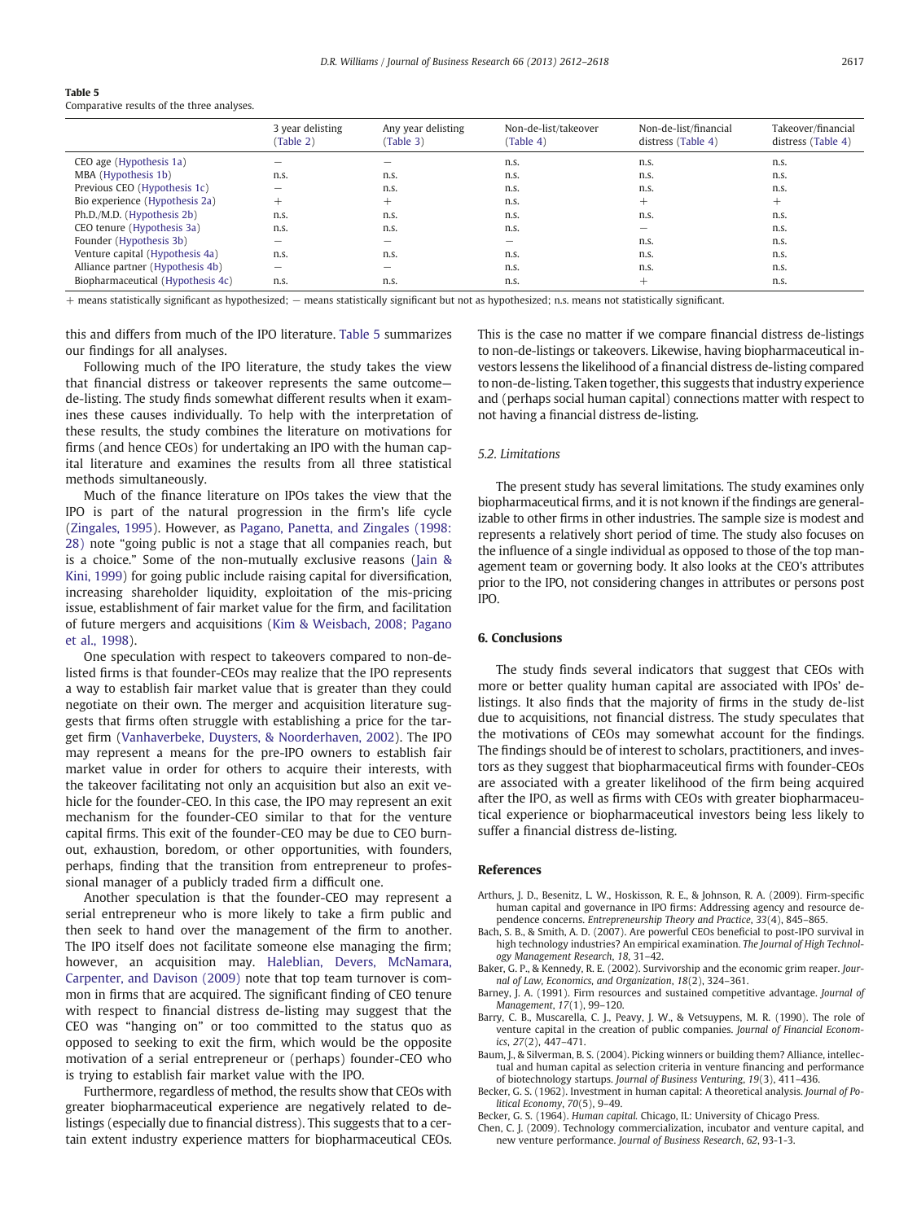**Table 5**
Comparative results of the three analyses.

| | 3 year delisting (Table 2) | Any year delisting (Table 3) | Non-de-list/takeover (Table 4) | Non-de-list/financial distress (Table 4) | Takeover/financial distress (Table 4) |
|---|---|---|---|---|---|
| CEO age (Hypothesis 1a) | − | − | n.s. | n.s. | n.s. |
| MBA (Hypothesis 1b) | n.s. | n.s. | n.s. | n.s. | n.s. |
| Previous CEO (Hypothesis 1c) | − | n.s. | n.s. | n.s. | n.s. |
| Bio experience (Hypothesis 2a) | + | + | n.s. | + | + |
| Ph.D./M.D. (Hypothesis 2b) | n.s. | n.s. | n.s. | n.s. | n.s. |
| CEO tenure (Hypothesis 3a) | n.s. | n.s. | n.s. | − | n.s. |
| Founder (Hypothesis 3b) | − | − | − | n.s. | n.s. |
| Venture capital (Hypothesis 4a) | n.s. | n.s. | n.s. | n.s. | n.s. |
| Alliance partner (Hypothesis 4b) | − | − | n.s. | n.s. | n.s. |
| Biopharmaceutical (Hypothesis 4c) | n.s. | n.s. | n.s. | + | n.s. |

+ means statistically significant as hypothesized; − means statistically significant but not as hypothesized; n.s. means not statistically significant.

this and differs from much of the IPO literature. Table 5 summarizes our findings for all analyses.

Following much of the IPO literature, the study takes the view that financial distress or takeover represents the same outcome—de-listing. The study finds somewhat different results when it examines these causes individually. To help with the interpretation of these results, the study combines the literature on motivations for firms (and hence CEOs) for undertaking an IPO with the human capital literature and examines the results from all three statistical methods simultaneously.

Much of the finance literature on IPOs takes the view that the IPO is part of the natural progression in the firm's life cycle (Zingales, 1995). However, as Pagano, Panetta, and Zingales (1998: 28) note "going public is not a stage that all companies reach, but is a choice." Some of the non-mutually exclusive reasons (Jain & Kini, 1999) for going public include raising capital for diversification, increasing shareholder liquidity, exploitation of the mis-pricing issue, establishment of fair market value for the firm, and facilitation of future mergers and acquisitions (Kim & Weisbach, 2008; Pagano et al., 1998).

One speculation with respect to takeovers compared to non-delisted firms is that founder-CEOs may realize that the IPO represents a way to establish fair market value that is greater than they could negotiate on their own. The merger and acquisition literature suggests that firms often struggle with establishing a price for the target firm (Vanhaverbeke, Duysters, & Noorderhaven, 2002). The IPO may represent a means for the pre-IPO owners to establish fair market value in order for others to acquire their interests, with the takeover facilitating not only an acquisition but also an exit vehicle for the founder-CEO. In this case, the IPO may represent an exit mechanism for the founder-CEO similar to that for the venture capital firms. This exit of the founder-CEO may be due to CEO burnout, exhaustion, boredom, or other opportunities, with founders, perhaps, finding that the transition from entrepreneur to professional manager of a publicly traded firm a difficult one.

Another speculation is that the founder-CEO may represent a serial entrepreneur who is more likely to take a firm public and then seek to hand over the management of the firm to another. The IPO itself does not facilitate someone else managing the firm; however, an acquisition may. Haleblian, Devers, McNamara, Carpenter, and Davison (2009) note that top team turnover is common in firms that are acquired. The significant finding of CEO tenure with respect to financial distress de-listing may suggest that the CEO was "hanging on" or too committed to the status quo as opposed to seeking to exit the firm, which would be the opposite motivation of a serial entrepreneur or (perhaps) founder-CEO who is trying to establish fair market value with the IPO.

Furthermore, regardless of method, the results show that CEOs with greater biopharmaceutical experience are negatively related to de-listings (especially due to financial distress). This suggests that to a certain extent industry experience matters for biopharmaceutical CEOs. This is the case no matter if we compare financial distress de-listings to non-de-listings or takeovers. Likewise, having biopharmaceutical investors lessens the likelihood of a financial distress de-listing compared to non-de-listing. Taken together, this suggests that industry experience and (perhaps social human capital) connections matter with respect to not having a financial distress de-listing.

### 5.2. Limitations

The present study has several limitations. The study examines only biopharmaceutical firms, and it is not known if the findings are generalizable to other firms in other industries. The sample size is modest and represents a relatively short period of time. The study also focuses on the influence of a single individual as opposed to those of the top management team or governing body. It also looks at the CEO's attributes prior to the IPO, not considering changes in attributes or persons post IPO.

## 6. Conclusions

The study finds several indicators that suggest that CEOs with more or better quality human capital are associated with IPOs' de-listings. It also finds that the majority of firms in the study de-list due to acquisitions, not financial distress. The study speculates that the motivations of CEOs may somewhat account for the findings. The findings should be of interest to scholars, practitioners, and investors as they suggest that biopharmaceutical firms with founder-CEOs are associated with a greater likelihood of the firm being acquired after the IPO, as well as firms with CEOs with greater biopharmaceutical experience or biopharmaceutical investors being less likely to suffer a financial distress de-listing.

## References

Arthurs, J. D., Besenitz, L. W., Hoskisson, R. E., & Johnson, R. A. (2009). Firm-specific human capital and governance in IPO firms: Addressing agency and resource dependence concerns. *Entrepreneurship Theory and Practice*, *33*(4), 845–865.

Bach, S. B., & Smith, A. D. (2007). Are powerful CEOs beneficial to post-IPO survival in high technology industries? An empirical examination. *The Journal of High Technology Management Research*, *18*, 31–42.

Baker, G. P., & Kennedy, R. E. (2002). Survivorship and the economic grim reaper. *Journal of Law, Economics, and Organization*, *18*(2), 324–361.

Barney, J. A. (1991). Firm resources and sustained competitive advantage. *Journal of Management*, *17*(1), 99–120.

Barry, C. B., Muscarella, C. J., Peavy, J. W., & Vetsuypens, M. R. (1990). The role of venture capital in the creation of public companies. *Journal of Financial Economics*, *27*(2), 447–471.

Baum, J., & Silverman, B. S. (2004). Picking winners or building them? Alliance, intellectual and human capital as selection criteria in venture financing and performance of biotechnology startups. *Journal of Business Venturing*, *19*(3), 411–436.

Becker, G. S. (1962). Investment in human capital: A theoretical analysis. *Journal of Political Economy*, *70*(5), 9–49.

Becker, G. S. (1964). *Human capital*. Chicago, IL: University of Chicago Press.

Chen, C. J. (2009). Technology commercialization, incubator and venture capital, and new venture performance. *Journal of Business Research*, *62*, 93-1-3.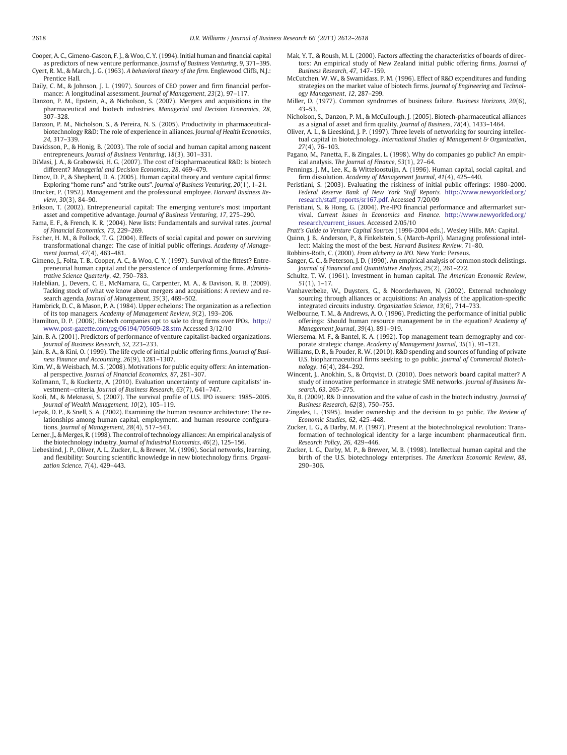Cooper, A. C., Gimeno-Gascon, F. J., & Woo, C. Y. (1994). Initial human and financial capital as predictors of new venture performance. *Journal of Business Venturing*, *9*, 371–395.

Cyert, R. M., & March, J. G. (1963). *A behavioral theory of the firm.* Englewood Cliffs, N.J.: Prentice Hall.

Daily, C. M., & Johnson, J. L. (1997). Sources of CEO power and firm financial performance: A longitudinal assessment. *Journal of Management*, *23*(2), 97–117.

Danzon, P. M., Epstein, A., & Nicholson, S. (2007). Mergers and acquisitions in the pharmaceutical and biotech industries. *Managerial and Decision Economics*, *28*, 307–328.

Danzon, P. M., Nicholson, S., & Pereira, N. S. (2005). Productivity in pharmaceutical-biotechnology R&D: The role of experience in alliances. *Journal of Health Economics*, *24*, 317–339.

Davidsson, P., & Honig, B. (2003). The role of social and human capital among nascent entrepreneurs. *Journal of Business Venturing*, *18*(3), 301–331.

DiMasi, J. A., & Grabowski, H. G. (2007). The cost of biopharmaceutical R&D: Is biotech different? *Managerial and Decision Economics*, *28*, 469–479.

Dimov, D. P., & Shepherd, D. A. (2005). Human capital theory and venture capital firms: Exploring "home runs" and "strike outs". *Journal of Business Venturing*, *20*(1), 1–21.

Drucker, P. (1952). Management and the professional employee. *Harvard Business Review*, *30*(3), 84–90.

Erikson, T. (2002). Entrepreneurial capital: The emerging venture's most important asset and competitive advantage. *Journal of Business Venturing*, *17*, 275–290.

Fama, E. F., & French, K. R. (2004). New lists: Fundamentals and survival rates. *Journal of Financial Economics*, *73*, 229–269.

Fischer, H. M., & Pollock, T. G. (2004). Effects of social capital and power on surviving transformational change: The case of initial public offerings. *Academy of Management Journal*, *47*(4), 463–481.

Gimeno, J., Folta, T. B., Cooper, A. C., & Woo, C. Y. (1997). Survival of the fittest? Entrepreneurial human capital and the persistence of underperforming firms. *Administrative Science Quarterly*, *42*, 750–783.

Haleblian, J., Devers, C. E., McNamara, G., Carpenter, M. A., & Davison, R. B. (2009). Tacking stock of what we know about mergers and acquisitions: A review and research agenda. *Journal of Management*, *35*(3), 469–502.

Hambrick, D. C., & Mason, P. A. (1984). Upper echelons: The organization as a reflection of its top managers. *Academy of Management Review*, *9*(2), 193–206.

Hamilton, D. P. (2006). Biotech companies opt to sale to drug firms over IPOs. http://www.post-gazette.com/pg/06194/705609-28.stm Accessed 3/12/10

Jain, B. A. (2001). Predictors of performance of venture capitalist-backed organizations. *Journal of Business Research*, *52*, 223–233.

Jain, B. A., & Kini, O. (1999). The life cycle of initial public offering firms. *Journal of Business Finance and Accounting*, *26*(9), 1281–1307.

Kim, W., & Weisbach, M. S. (2008). Motivations for public equity offers: An international perspective. *Journal of Financial Economics*, *87*, 281–307.

Kollmann, T., & Kuckertz, A. (2010). Evaluation uncertainty of venture capitalists' investment—criteria. *Journal of Business Research*, *63*(7), 641–747.

Kooli, M., & Meknassi, S. (2007). The survival profile of U.S. IPO issuers: 1985–2005. *Journal of Wealth Management*, *10*(2), 105–119.

Lepak, D. P., & Snell, S. A. (2002). Examining the human resource architecture: The relationships among human capital, employment, and human resource configurations. *Journal of Management*, *28*(4), 517–543.

Lerner, J., & Merges, R. (1998). The control of technology alliances: An empirical analysis of the biotechnology industry. *Journal of Industrial Economics*, *46*(2), 125–156.

Liebeskind, J. P., Oliver, A. L., Zucker, L., & Brewer, M. (1996). Social networks, learning, and flexibility: Sourcing scientific knowledge in new biotechnology firms. *Organization Science*, *7*(4), 429–443.

Mak, Y. T., & Roush, M. L. (2000). Factors affecting the characteristics of boards of directors: An empirical study of New Zealand initial public offering firms. *Journal of Business Research*, *47*, 147–159.

McCutchen, W. W., & Swamidass, P. M. (1996). Effect of R&D expenditures and funding strategies on the market value of biotech firms. *Journal of Engineering and Technology Management*, *12*, 287–299.

Miller, D. (1977). Common syndromes of business failure. *Business Horizons*, *20*(6), 43–53.

Nicholson, S., Danzon, P. M., & McCullough, J. (2005). Biotech-pharmaceutical alliances as a signal of asset and firm quality. *Journal of Business*, *78*(4), 1433–1464.

Oliver, A. L., & Lieeskind, J. P. (1997). Three levels of networking for sourcing intellectual capital in biotechnology. *International Studies of Management & Organization*, *27*(4), 76–103.

Pagano, M., Panetta, F., & Zingales, L. (1998). Why do companies go public? An empirical analysis. *The Journal of Finance*, *53*(1), 27–64.

Pennings, J. M., Lee, K., & Witteloostuijn, A. (1996). Human capital, social capital, and firm dissolution. *Academy of Management Journal*, *41*(4), 425–440.

Peristiani, S. (2003). Evaluating the riskiness of initial public offerings: 1980–2000. *Federal Reserve Bank of New York Staff Reports*. http://www.newyorkfed.org/research/staff_reports/sr167.pdf. Accessed 7/20/09

Peristiani, S., & Hong, G. (2004). Pre-IPO financial performance and aftermarket survival. *Current Issues in Economics and Finance*. http://www.newyorkfed.org/research/current_issues. Accessed 2/05/10

*Pratt's Guide to Venture Capital Sources* (1996-2004 eds.). Wesley Hills, MA: Capital.

Quinn, J. B., Anderson, P., & Finkelstein, S. (March-April). Managing professional intellect: Making the most of the best. *Harvard Business Review*, 71–80.

Robbins-Roth, C. (2000). *From alchemy to IPO.* New York: Perseus.

Sanger, G. C., & Peterson, J. D. (1990). An empirical analysis of common stock delistings. *Journal of Financial and Quantitative Analysis*, *25*(2), 261–272.

Schultz, T. W. (1961). Investment in human capital. *The American Economic Review*, *51*(1), 1–17.

Vanhaverbeke, W., Duysters, G., & Noorderhaven, N. (2002). External technology sourcing through alliances or acquisitions: An analysis of the application-specific integrated circuits industry. *Organization Science*, *13*(6), 714–733.

Welbourne, T. M., & Andrews, A. O. (1996). Predicting the performance of initial public offerings: Should human resource management be in the equation? *Academy of Management Journal*, *39*(4), 891–919.

Wiersema, M. F., & Bantel, K. A. (1992). Top management team demography and corporate strategic change. *Academy of Management Journal*, *35*(1), 91–121.

Williams, D. R., & Pouder, R. W. (2010). R&D spending and sources of funding of private U.S. biopharmaceutical firms seeking to go public. *Journal of Commercial Biotechnology*, *16*(4), 284–292.

Wincent, J., Anokhin, S., & Örtqvist, D. (2010). Does network board capital matter? A study of innovative performance in strategic SME networks. *Journal of Business Research*, *63*, 265–275.

Xu, B. (2009). R& D innovation and the value of cash in the biotech industry. *Journal of Business Research*, *62*(8), 750–755.

Zingales, L. (1995). Insider ownership and the decision to go public. *The Review of Economic Studies*, *62*, 425–448.

Zucker, L. G., & Darby, M. P. (1997). Present at the biotechnological revolution: Transformation of technological identity for a large incumbent pharmaceutical firm. *Research Policy*, *26*, 429–446.

Zucker, L. G., Darby, M. P., & Brewer, M. B. (1998). Intellectual human capital and the birth of the U.S. biotechnology enterprises. *The American Economic Review*, *88*, 290–306.